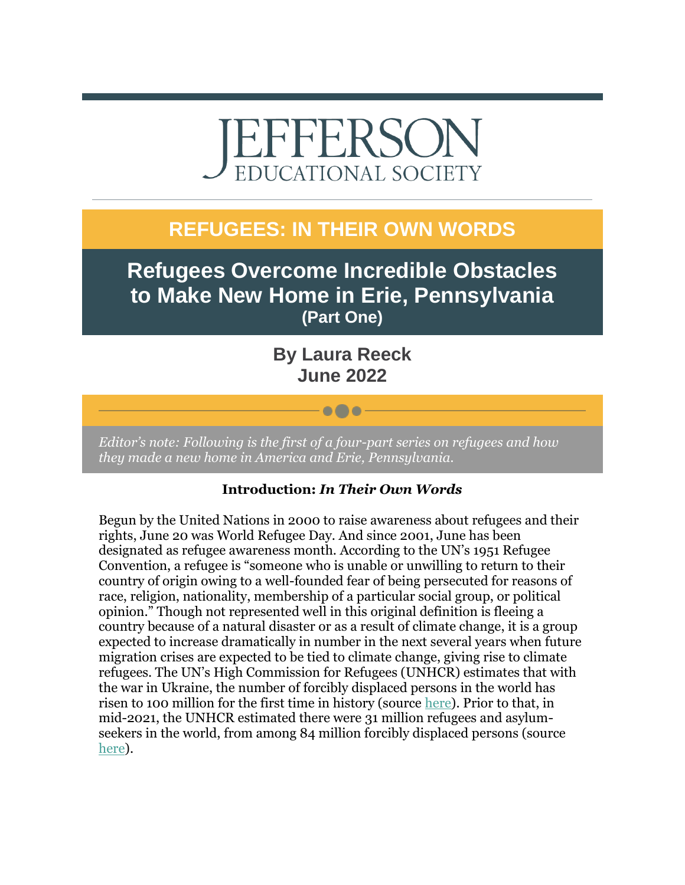# JEFFERSON EDUCATIONAL SOCIETY

## REFUGEES: IN THEIR OWN WORDS

## Refugees Overcome Incredible Obstacles to Make New Home in Erie, Pennsylvania (Part One)

**By Laura Reeck**
**June 2022**

*Editor's note: Following is the first of a four-part series on refugees and how they made a new home in America and Erie, Pennsylvania.*

**Introduction: *In Their Own Words***

Begun by the United Nations in 2000 to raise awareness about refugees and their rights, June 20 was World Refugee Day. And since 2001, June has been designated as refugee awareness month. According to the UN's 1951 Refugee Convention, a refugee is "someone who is unable or unwilling to return to their country of origin owing to a well-founded fear of being persecuted for reasons of race, religion, nationality, membership of a particular social group, or political opinion." Though not represented well in this original definition is fleeing a country because of a natural disaster or as a result of climate change, it is a group expected to increase dramatically in number in the next several years when future migration crises are expected to be tied to climate change, giving rise to climate refugees. The UN's High Commission for Refugees (UNHCR) estimates that with the war in Ukraine, the number of forcibly displaced persons in the world has risen to 100 million for the first time in history (source here). Prior to that, in mid-2021, the UNHCR estimated there were 31 million refugees and asylum-seekers in the world, from among 84 million forcibly displaced persons (source here).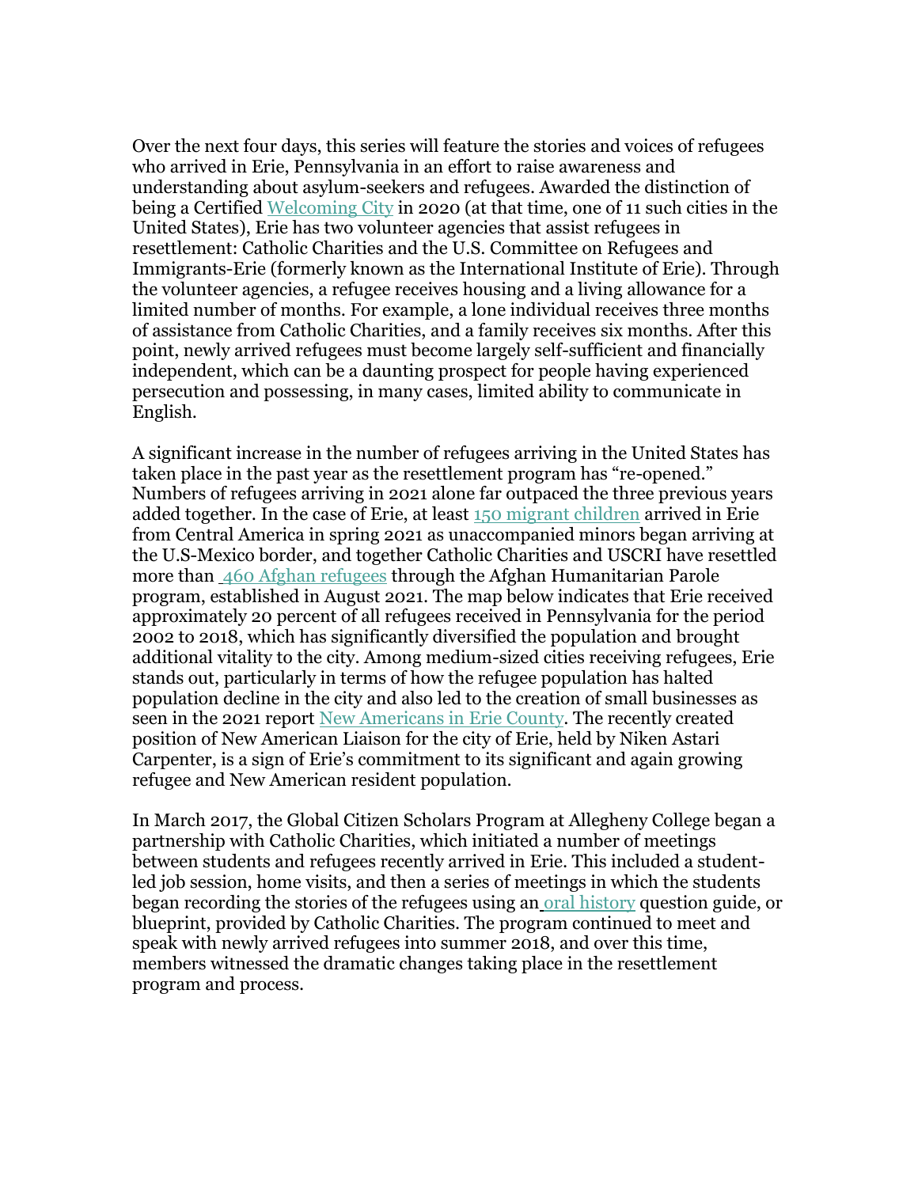Over the next four days, this series will feature the stories and voices of refugees who arrived in Erie, Pennsylvania in an effort to raise awareness and understanding about asylum-seekers and refugees. Awarded the distinction of being a Certified Welcoming City in 2020 (at that time, one of 11 such cities in the United States), Erie has two volunteer agencies that assist refugees in resettlement: Catholic Charities and the U.S. Committee on Refugees and Immigrants-Erie (formerly known as the International Institute of Erie). Through the volunteer agencies, a refugee receives housing and a living allowance for a limited number of months. For example, a lone individual receives three months of assistance from Catholic Charities, and a family receives six months. After this point, newly arrived refugees must become largely self-sufficient and financially independent, which can be a daunting prospect for people having experienced persecution and possessing, in many cases, limited ability to communicate in English.

A significant increase in the number of refugees arriving in the United States has taken place in the past year as the resettlement program has "re-opened." Numbers of refugees arriving in 2021 alone far outpaced the three previous years added together. In the case of Erie, at least 150 migrant children arrived in Erie from Central America in spring 2021 as unaccompanied minors began arriving at the U.S-Mexico border, and together Catholic Charities and USCRI have resettled more than 460 Afghan refugees through the Afghan Humanitarian Parole program, established in August 2021. The map below indicates that Erie received approximately 20 percent of all refugees received in Pennsylvania for the period 2002 to 2018, which has significantly diversified the population and brought additional vitality to the city. Among medium-sized cities receiving refugees, Erie stands out, particularly in terms of how the refugee population has halted population decline in the city and also led to the creation of small businesses as seen in the 2021 report New Americans in Erie County. The recently created position of New American Liaison for the city of Erie, held by Niken Astari Carpenter, is a sign of Erie's commitment to its significant and again growing refugee and New American resident population.

In March 2017, the Global Citizen Scholars Program at Allegheny College began a partnership with Catholic Charities, which initiated a number of meetings between students and refugees recently arrived in Erie. This included a student-led job session, home visits, and then a series of meetings in which the students began recording the stories of the refugees using an oral history question guide, or blueprint, provided by Catholic Charities. The program continued to meet and speak with newly arrived refugees into summer 2018, and over this time, members witnessed the dramatic changes taking place in the resettlement program and process.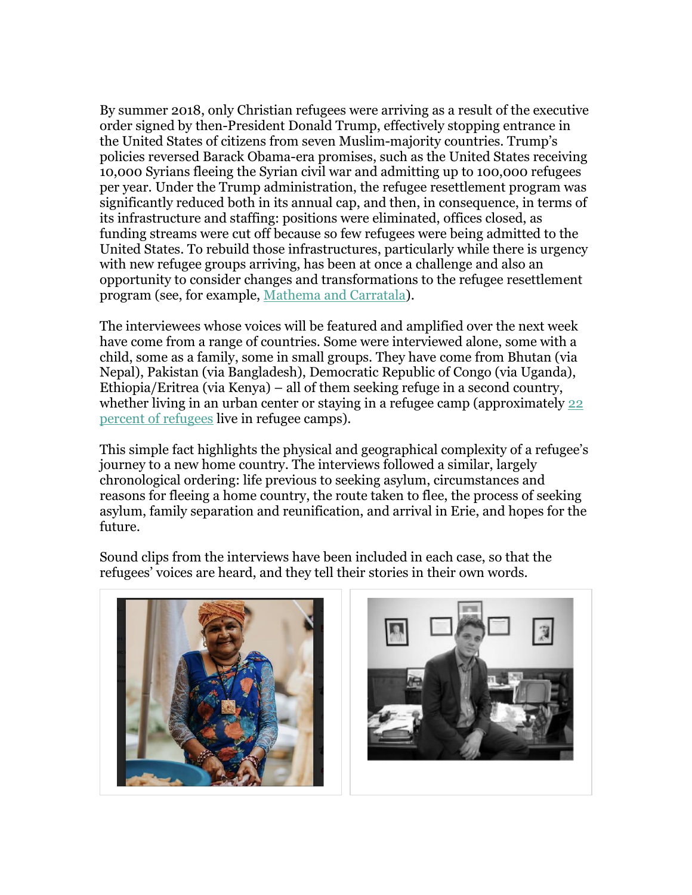By summer 2018, only Christian refugees were arriving as a result of the executive order signed by then-President Donald Trump, effectively stopping entrance in the United States of citizens from seven Muslim-majority countries. Trump's policies reversed Barack Obama-era promises, such as the United States receiving 10,000 Syrians fleeing the Syrian civil war and admitting up to 100,000 refugees per year. Under the Trump administration, the refugee resettlement program was significantly reduced both in its annual cap, and then, in consequence, in terms of its infrastructure and staffing: positions were eliminated, offices closed, as funding streams were cut off because so few refugees were being admitted to the United States. To rebuild those infrastructures, particularly while there is urgency with new refugee groups arriving, has been at once a challenge and also an opportunity to consider changes and transformations to the refugee resettlement program (see, for example, Mathema and Carratala).

The interviewees whose voices will be featured and amplified over the next week have come from a range of countries. Some were interviewed alone, some with a child, some as a family, some in small groups. They have come from Bhutan (via Nepal), Pakistan (via Bangladesh), Democratic Republic of Congo (via Uganda), Ethiopia/Eritrea (via Kenya) – all of them seeking refuge in a second country, whether living in an urban center or staying in a refugee camp (approximately 22 percent of refugees live in refugee camps).

This simple fact highlights the physical and geographical complexity of a refugee's journey to a new home country. The interviews followed a similar, largely chronological ordering: life previous to seeking asylum, circumstances and reasons for fleeing a home country, the route taken to flee, the process of seeking asylum, family separation and reunification, and arrival in Erie, and hopes for the future.

Sound clips from the interviews have been included in each case, so that the refugees' voices are heard, and they tell their stories in their own words.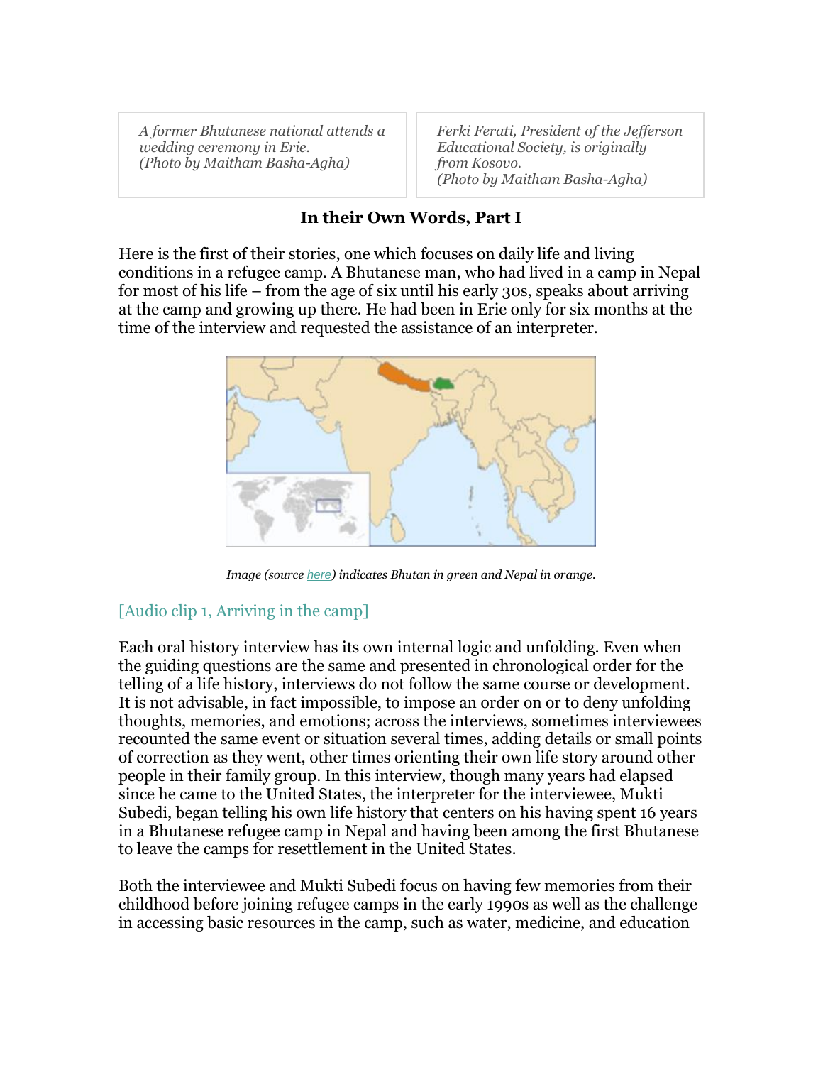*A former Bhutanese national attends a wedding ceremony in Erie.*
*(Photo by Maitham Basha-Agha)*

*Ferki Ferati, President of the Jefferson Educational Society, is originally from Kosovo.*
*(Photo by Maitham Basha-Agha)*

**In their Own Words, Part I**

Here is the first of their stories, one which focuses on daily life and living conditions in a refugee camp. A Bhutanese man, who had lived in a camp in Nepal for most of his life – from the age of six until his early 30s, speaks about arriving at the camp and growing up there. He had been in Erie only for six months at the time of the interview and requested the assistance of an interpreter.

*Image (source here) indicates Bhutan in green and Nepal in orange.*

[Audio clip 1, Arriving in the camp]

Each oral history interview has its own internal logic and unfolding. Even when the guiding questions are the same and presented in chronological order for the telling of a life history, interviews do not follow the same course or development. It is not advisable, in fact impossible, to impose an order on or to deny unfolding thoughts, memories, and emotions; across the interviews, sometimes interviewees recounted the same event or situation several times, adding details or small points of correction as they went, other times orienting their own life story around other people in their family group. In this interview, though many years had elapsed since he came to the United States, the interpreter for the interviewee, Mukti Subedi, began telling his own life history that centers on his having spent 16 years in a Bhutanese refugee camp in Nepal and having been among the first Bhutanese to leave the camps for resettlement in the United States.

Both the interviewee and Mukti Subedi focus on having few memories from their childhood before joining refugee camps in the early 1990s as well as the challenge in accessing basic resources in the camp, such as water, medicine, and education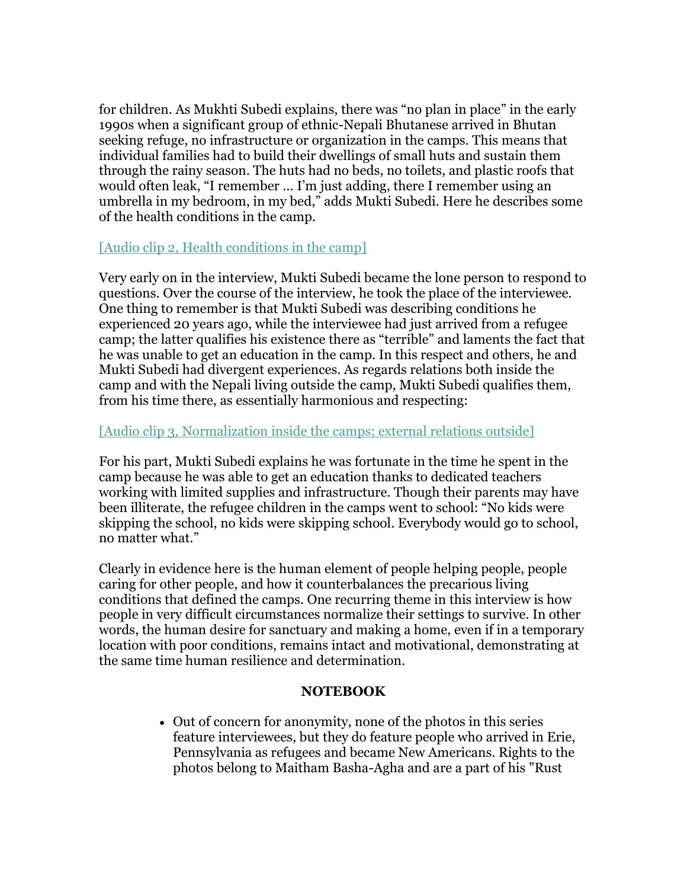for children. As Mukhti Subedi explains, there was "no plan in place" in the early 1990s when a significant group of ethnic-Nepali Bhutanese arrived in Bhutan seeking refuge, no infrastructure or organization in the camps. This means that individual families had to build their dwellings of small huts and sustain them through the rainy season. The huts had no beds, no toilets, and plastic roofs that would often leak, "I remember … I'm just adding, there I remember using an umbrella in my bedroom, in my bed," adds Mukti Subedi. Here he describes some of the health conditions in the camp.

[Audio clip 2, Health conditions in the camp]

Very early on in the interview, Mukti Subedi became the lone person to respond to questions. Over the course of the interview, he took the place of the interviewee. One thing to remember is that Mukti Subedi was describing conditions he experienced 20 years ago, while the interviewee had just arrived from a refugee camp; the latter qualifies his existence there as "terrible" and laments the fact that he was unable to get an education in the camp. In this respect and others, he and Mukti Subedi had divergent experiences. As regards relations both inside the camp and with the Nepali living outside the camp, Mukti Subedi qualifies them, from his time there, as essentially harmonious and respecting:

[Audio clip 3, Normalization inside the camps; external relations outside]

For his part, Mukti Subedi explains he was fortunate in the time he spent in the camp because he was able to get an education thanks to dedicated teachers working with limited supplies and infrastructure. Though their parents may have been illiterate, the refugee children in the camps went to school: "No kids were skipping the school, no kids were skipping school. Everybody would go to school, no matter what."

Clearly in evidence here is the human element of people helping people, people caring for other people, and how it counterbalances the precarious living conditions that defined the camps. One recurring theme in this interview is how people in very difficult circumstances normalize their settings to survive. In other words, the human desire for sanctuary and making a home, even if in a temporary location with poor conditions, remains intact and motivational, demonstrating at the same time human resilience and determination.

**NOTEBOOK**

- Out of concern for anonymity, none of the photos in this series feature interviewees, but they do feature people who arrived in Erie, Pennsylvania as refugees and became New Americans. Rights to the photos belong to Maitham Basha-Agha and are a part of his "Rust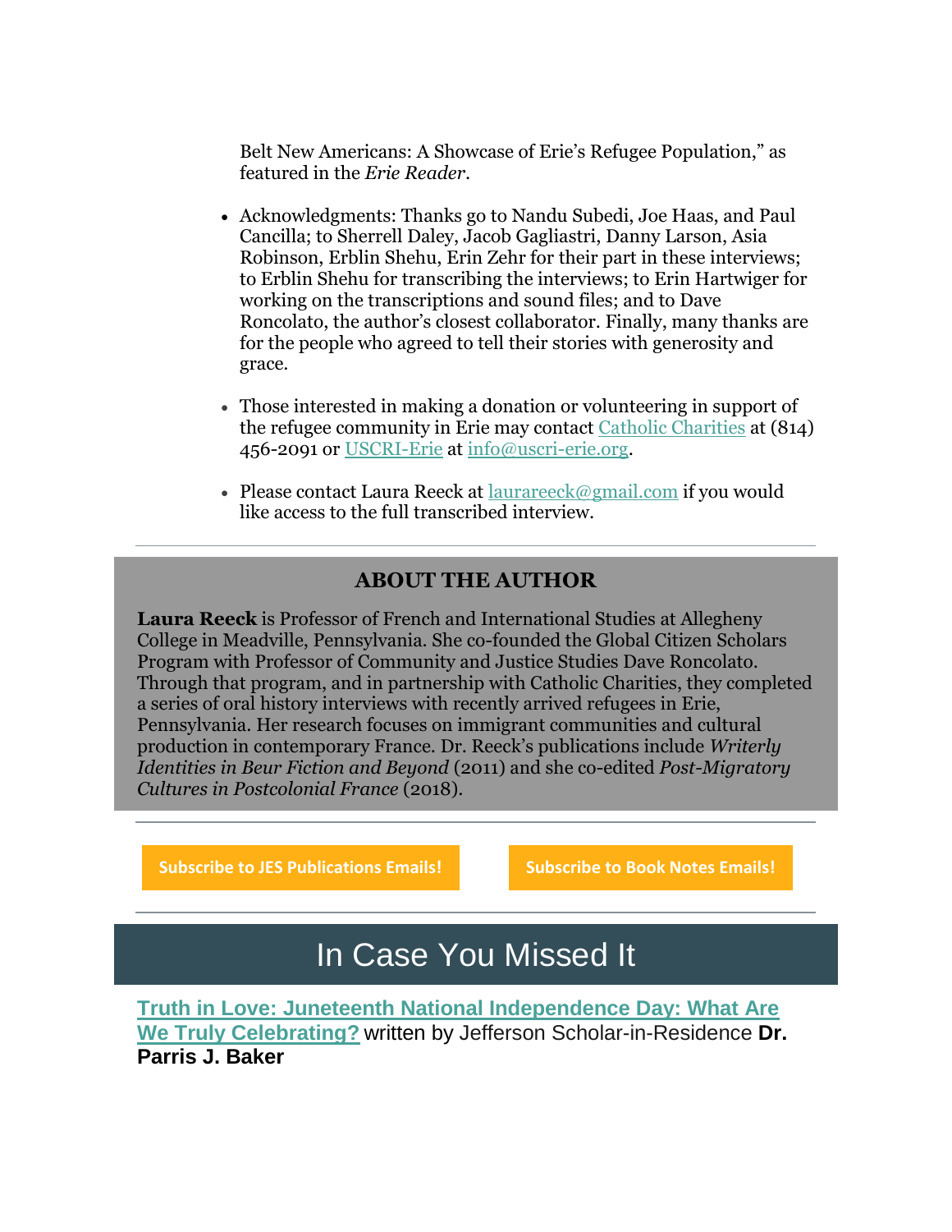Belt New Americans: A Showcase of Erie's Refugee Population," as featured in the *Erie Reader*.

- Acknowledgments: Thanks go to Nandu Subedi, Joe Haas, and Paul Cancilla; to Sherrell Daley, Jacob Gagliastri, Danny Larson, Asia Robinson, Erblin Shehu, Erin Zehr for their part in these interviews; to Erblin Shehu for transcribing the interviews; to Erin Hartwiger for working on the transcriptions and sound files; and to Dave Roncolato, the author's closest collaborator. Finally, many thanks are for the people who agreed to tell their stories with generosity and grace.

- Those interested in making a donation or volunteering in support of the refugee community in Erie may contact Catholic Charities at (814) 456-2091 or USCRI-Erie at info@uscri-erie.org.

- Please contact Laura Reeck at laurareeck@gmail.com if you would like access to the full transcribed interview.

---

## ABOUT THE AUTHOR

**Laura Reeck** is Professor of French and International Studies at Allegheny College in Meadville, Pennsylvania. She co-founded the Global Citizen Scholars Program with Professor of Community and Justice Studies Dave Roncolato. Through that program, and in partnership with Catholic Charities, they completed a series of oral history interviews with recently arrived refugees in Erie, Pennsylvania. Her research focuses on immigrant communities and cultural production in contemporary France. Dr. Reeck's publications include *Writerly Identities in Beur Fiction and Beyond* (2011) and she co-edited *Post-Migratory Cultures in Postcolonial France* (2018).

---

**Subscribe to JES Publications Emails!** **Subscribe to Book Notes Emails!**

---

# In Case You Missed It

**Truth in Love: Juneteenth National Independence Day: What Are We Truly Celebrating?** written by Jefferson Scholar-in-Residence **Dr. Parris J. Baker**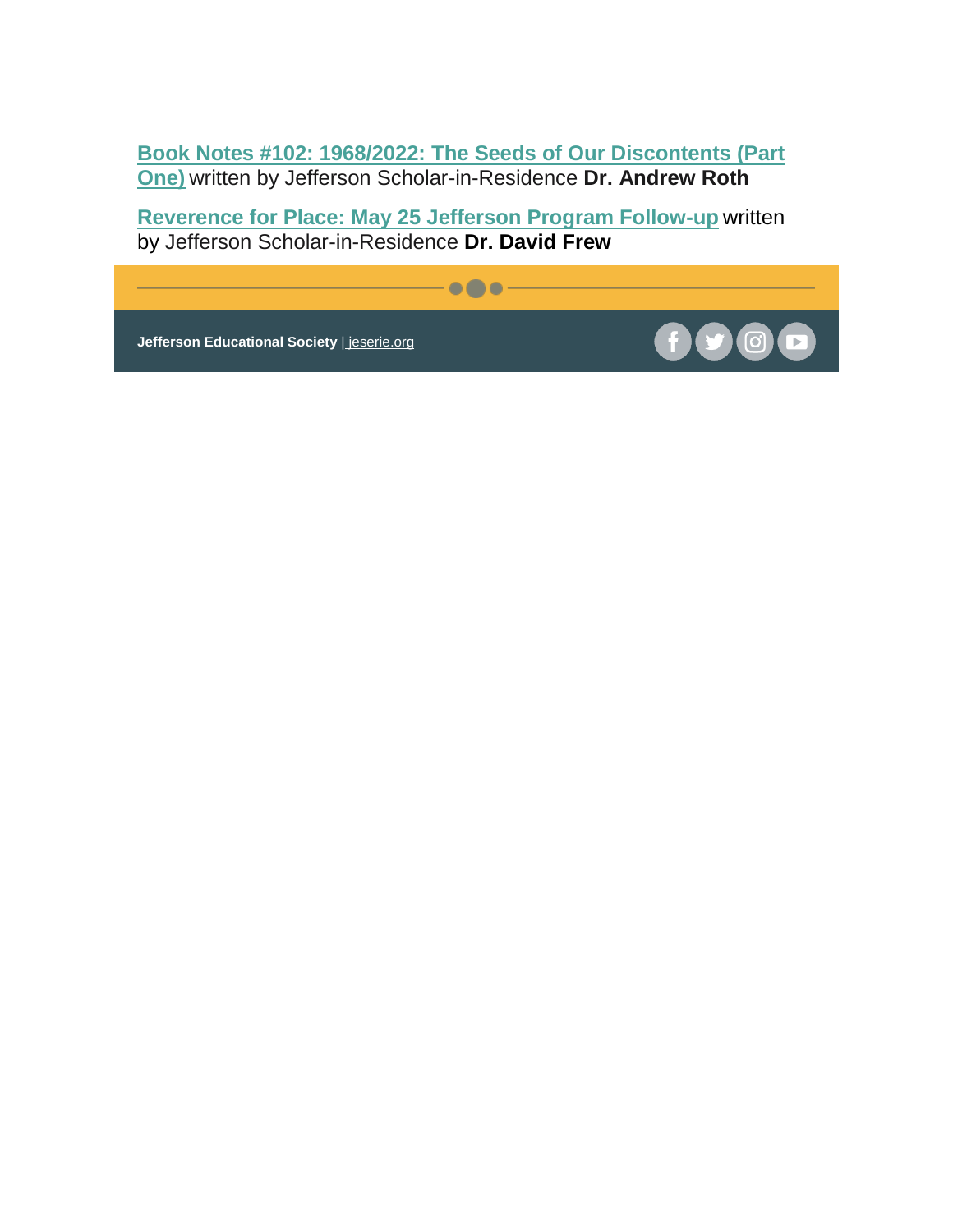**Book Notes #102: 1968/2022: The Seeds of Our Discontents (Part One)** written by Jefferson Scholar-in-Residence **Dr. Andrew Roth**

**Reverence for Place: May 25 Jefferson Program Follow-up** written by Jefferson Scholar-in-Residence **Dr. David Frew**

**Jefferson Educational Society** | jeserie.org